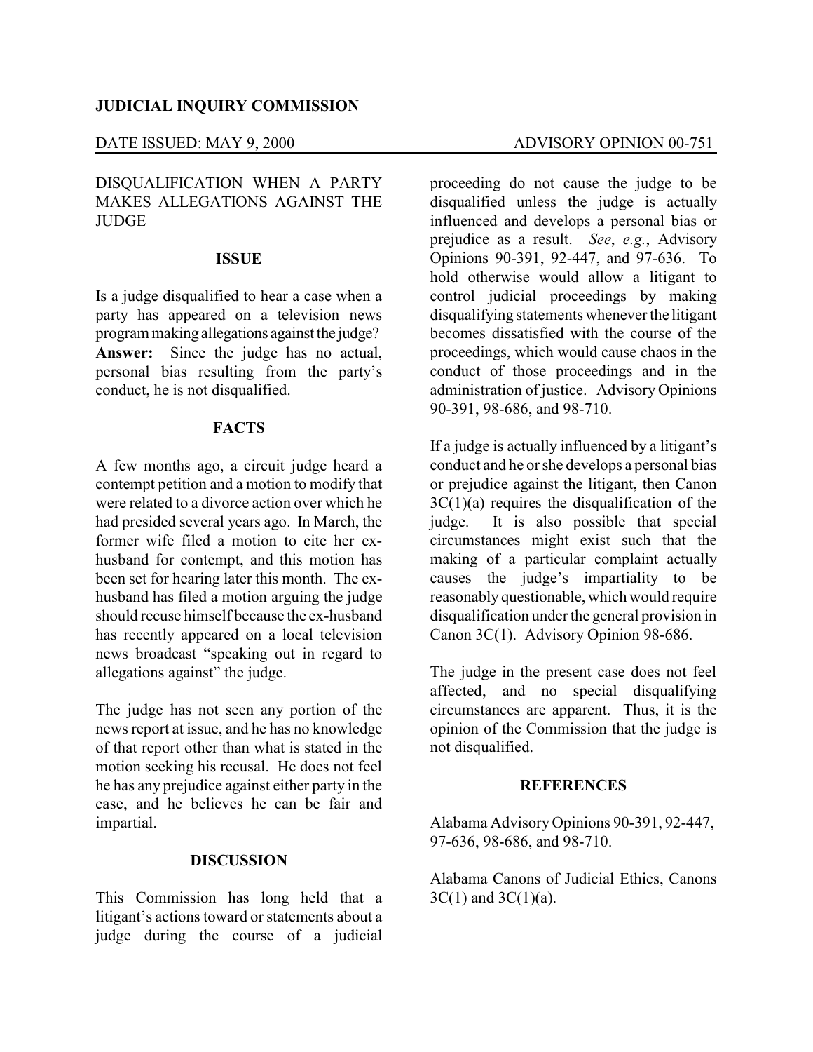**JUDICIAL INQUIRY COMMISSION**

DATE ISSUED: MAY 9, 2000 ADVISORY OPINION 00-751

DISQUALIFICATION WHEN A PARTY MAKES ALLEGATIONS AGAINST THE JUDGE

## ISSUE

Is a judge disqualified to hear a case when a party has appeared on a television news program making allegations against the judge? **Answer:** Since the judge has no actual, personal bias resulting from the party's conduct, he is not disqualified.

## FACTS

A few months ago, a circuit judge heard a contempt petition and a motion to modify that were related to a divorce action over which he had presided several years ago. In March, the former wife filed a motion to cite her ex-husband for contempt, and this motion has been set for hearing later this month. The ex-husband has filed a motion arguing the judge should recuse himself because the ex-husband has recently appeared on a local television news broadcast "speaking out in regard to allegations against" the judge.

The judge has not seen any portion of the news report at issue, and he has no knowledge of that report other than what is stated in the motion seeking his recusal. He does not feel he has any prejudice against either party in the case, and he believes he can be fair and impartial.

## DISCUSSION

This Commission has long held that a litigant's actions toward or statements about a judge during the course of a judicial proceeding do not cause the judge to be disqualified unless the judge is actually influenced and develops a personal bias or prejudice as a result. *See*, *e.g.*, Advisory Opinions 90-391, 92-447, and 97-636. To hold otherwise would allow a litigant to control judicial proceedings by making disqualifying statements whenever the litigant becomes dissatisfied with the course of the proceedings, which would cause chaos in the conduct of those proceedings and in the administration of justice. Advisory Opinions 90-391, 98-686, and 98-710.

If a judge is actually influenced by a litigant's conduct and he or she develops a personal bias or prejudice against the litigant, then Canon 3C(1)(a) requires the disqualification of the judge. It is also possible that special circumstances might exist such that the making of a particular complaint actually causes the judge's impartiality to be reasonably questionable, which would require disqualification under the general provision in Canon 3C(1). Advisory Opinion 98-686.

The judge in the present case does not feel affected, and no special disqualifying circumstances are apparent. Thus, it is the opinion of the Commission that the judge is not disqualified.

## REFERENCES

Alabama Advisory Opinions 90-391, 92-447, 97-636, 98-686, and 98-710.

Alabama Canons of Judicial Ethics, Canons 3C(1) and 3C(1)(a).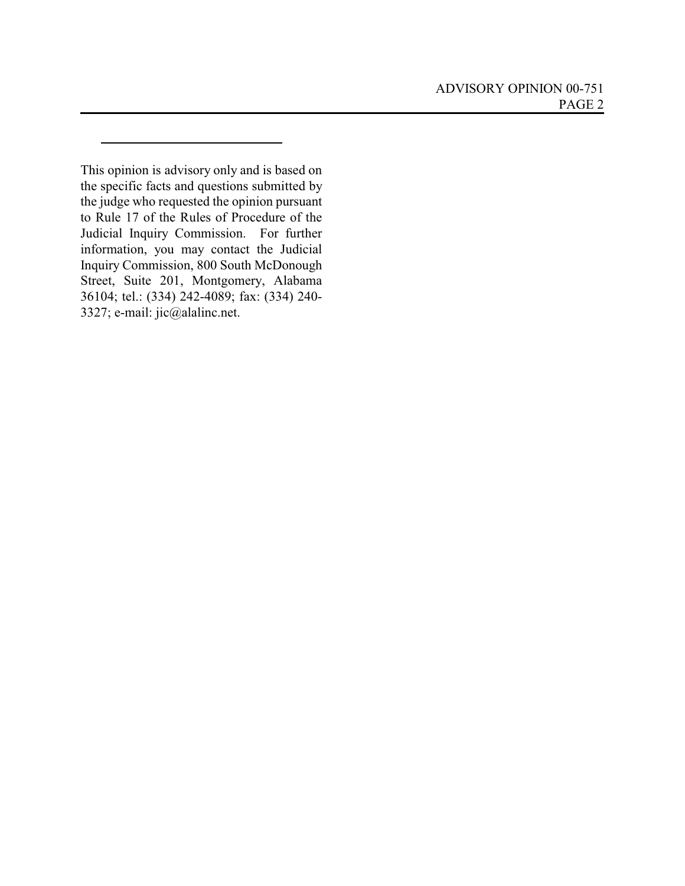---

This opinion is advisory only and is based on the specific facts and questions submitted by the judge who requested the opinion pursuant to Rule 17 of the Rules of Procedure of the Judicial Inquiry Commission. For further information, you may contact the Judicial Inquiry Commission, 800 South McDonough Street, Suite 201, Montgomery, Alabama 36104; tel.: (334) 242-4089; fax: (334) 240-3327; e-mail: jic@alalinc.net.